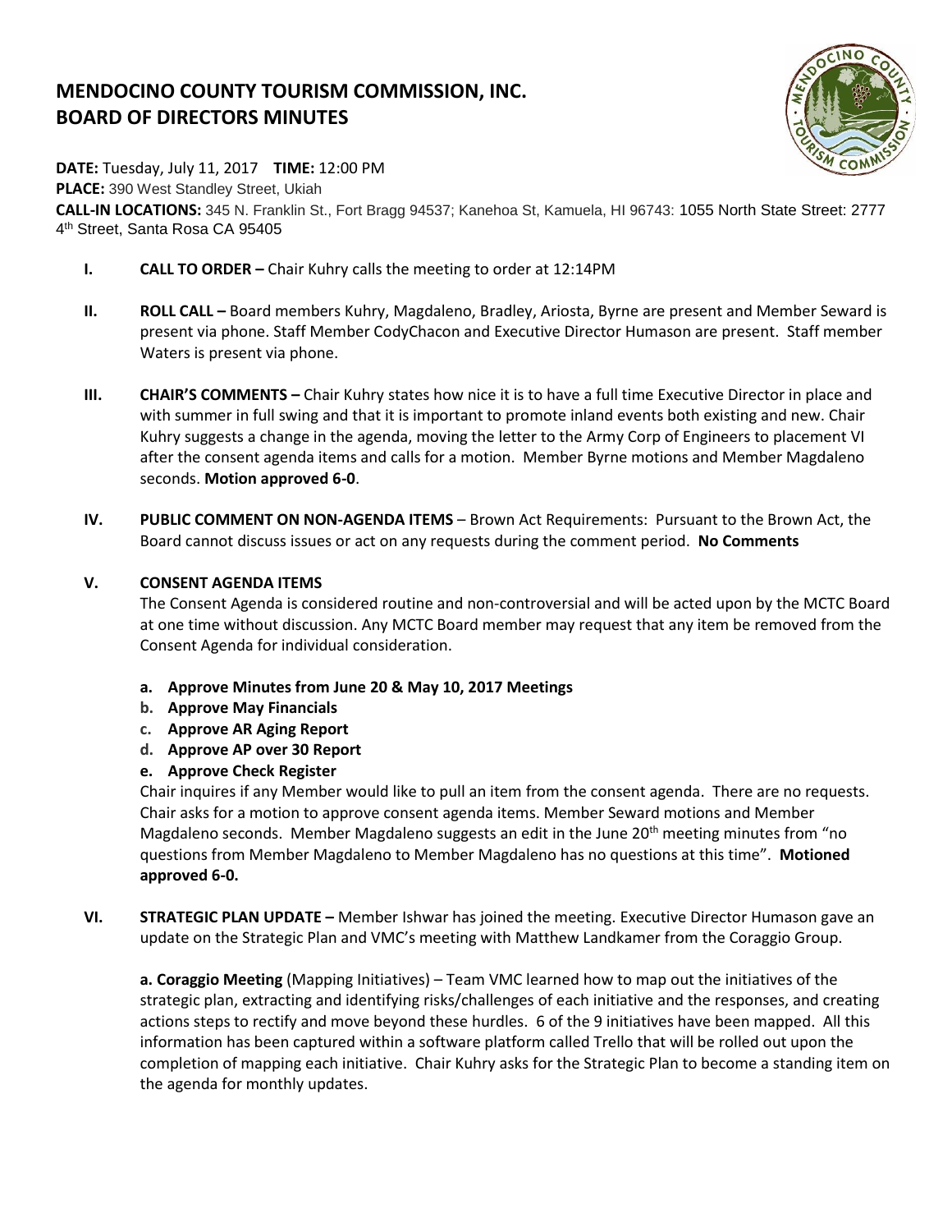# MENDOCINO COUNTY TOURISM COMMISSION, INC.
# BOARD OF DIRECTORS MINUTES

**DATE:** Tuesday, July 11, 2017 **TIME:** 12:00 PM
**PLACE:** 390 West Standley Street, Ukiah
**CALL-IN LOCATIONS:** 345 N. Franklin St., Fort Bragg 94537; Kanehoa St, Kamuela, HI 96743: 1055 North State Street: 2777 4th Street, Santa Rosa CA 95405

**I. CALL TO ORDER –** Chair Kuhry calls the meeting to order at 12:14PM

**II. ROLL CALL –** Board members Kuhry, Magdaleno, Bradley, Ariosta, Byrne are present and Member Seward is present via phone. Staff Member CodyChacon and Executive Director Humason are present. Staff member Waters is present via phone.

**III. CHAIR'S COMMENTS –** Chair Kuhry states how nice it is to have a full time Executive Director in place and with summer in full swing and that it is important to promote inland events both existing and new. Chair Kuhry suggests a change in the agenda, moving the letter to the Army Corp of Engineers to placement VI after the consent agenda items and calls for a motion. Member Byrne motions and Member Magdaleno seconds. **Motion approved 6-0**.

**IV. PUBLIC COMMENT ON NON-AGENDA ITEMS** – Brown Act Requirements: Pursuant to the Brown Act, the Board cannot discuss issues or act on any requests during the comment period. **No Comments**

**V. CONSENT AGENDA ITEMS**

The Consent Agenda is considered routine and non-controversial and will be acted upon by the MCTC Board at one time without discussion. Any MCTC Board member may request that any item be removed from the Consent Agenda for individual consideration.

- **a. Approve Minutes from June 20 & May 10, 2017 Meetings**
- **b. Approve May Financials**
- **c. Approve AR Aging Report**
- **d. Approve AP over 30 Report**
- **e. Approve Check Register**

Chair inquires if any Member would like to pull an item from the consent agenda. There are no requests. Chair asks for a motion to approve consent agenda items. Member Seward motions and Member Magdaleno seconds. Member Magdaleno suggests an edit in the June 20th meeting minutes from "no questions from Member Magdaleno to Member Magdaleno has no questions at this time". **Motioned approved 6-0.**

**VI. STRATEGIC PLAN UPDATE –** Member Ishwar has joined the meeting. Executive Director Humason gave an update on the Strategic Plan and VMC's meeting with Matthew Landkamer from the Coraggio Group.

**a. Coraggio Meeting** (Mapping Initiatives) – Team VMC learned how to map out the initiatives of the strategic plan, extracting and identifying risks/challenges of each initiative and the responses, and creating actions steps to rectify and move beyond these hurdles. 6 of the 9 initiatives have been mapped. All this information has been captured within a software platform called Trello that will be rolled out upon the completion of mapping each initiative. Chair Kuhry asks for the Strategic Plan to become a standing item on the agenda for monthly updates.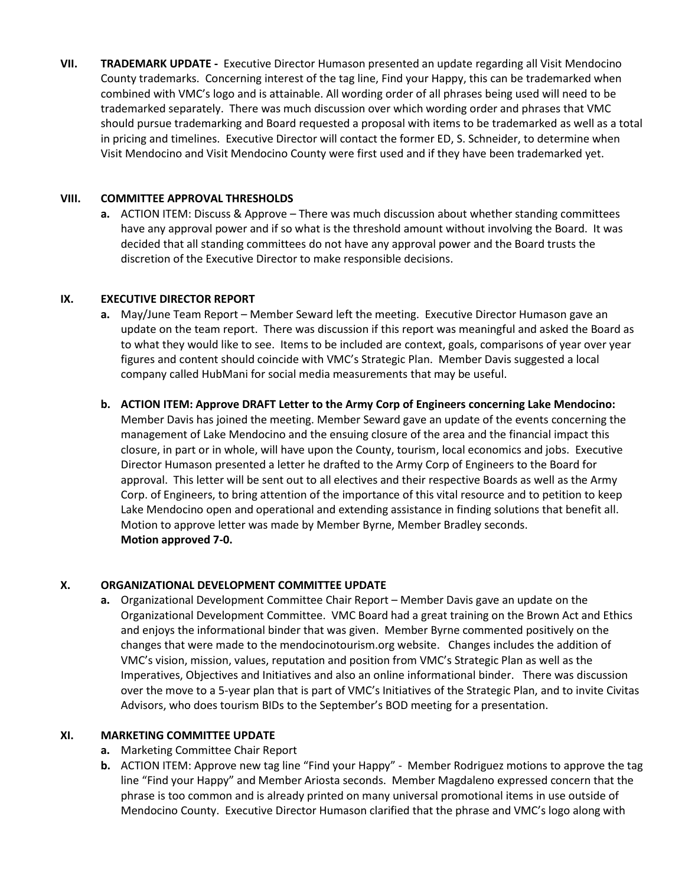**VII. TRADEMARK UPDATE -** Executive Director Humason presented an update regarding all Visit Mendocino County trademarks. Concerning interest of the tag line, Find your Happy, this can be trademarked when combined with VMC's logo and is attainable. All wording order of all phrases being used will need to be trademarked separately. There was much discussion over which wording order and phrases that VMC should pursue trademarking and Board requested a proposal with items to be trademarked as well as a total in pricing and timelines. Executive Director will contact the former ED, S. Schneider, to determine when Visit Mendocino and Visit Mendocino County were first used and if they have been trademarked yet.

**VIII. COMMITTEE APPROVAL THRESHOLDS**

**a.** ACTION ITEM: Discuss & Approve – There was much discussion about whether standing committees have any approval power and if so what is the threshold amount without involving the Board. It was decided that all standing committees do not have any approval power and the Board trusts the discretion of the Executive Director to make responsible decisions.

**IX. EXECUTIVE DIRECTOR REPORT**

**a.** May/June Team Report – Member Seward left the meeting. Executive Director Humason gave an update on the team report. There was discussion if this report was meaningful and asked the Board as to what they would like to see. Items to be included are context, goals, comparisons of year over year figures and content should coincide with VMC's Strategic Plan. Member Davis suggested a local company called HubMani for social media measurements that may be useful.

**b. ACTION ITEM: Approve DRAFT Letter to the Army Corp of Engineers concerning Lake Mendocino:** Member Davis has joined the meeting. Member Seward gave an update of the events concerning the management of Lake Mendocino and the ensuing closure of the area and the financial impact this closure, in part or in whole, will have upon the County, tourism, local economics and jobs. Executive Director Humason presented a letter he drafted to the Army Corp of Engineers to the Board for approval. This letter will be sent out to all electives and their respective Boards as well as the Army Corp. of Engineers, to bring attention of the importance of this vital resource and to petition to keep Lake Mendocino open and operational and extending assistance in finding solutions that benefit all. Motion to approve letter was made by Member Byrne, Member Bradley seconds.
**Motion approved 7-0.**

**X. ORGANIZATIONAL DEVELOPMENT COMMITTEE UPDATE**

**a.** Organizational Development Committee Chair Report – Member Davis gave an update on the Organizational Development Committee. VMC Board had a great training on the Brown Act and Ethics and enjoys the informational binder that was given. Member Byrne commented positively on the changes that were made to the mendocinotourism.org website. Changes includes the addition of VMC's vision, mission, values, reputation and position from VMC's Strategic Plan as well as the Imperatives, Objectives and Initiatives and also an online informational binder. There was discussion over the move to a 5-year plan that is part of VMC's Initiatives of the Strategic Plan, and to invite Civitas Advisors, who does tourism BIDs to the September's BOD meeting for a presentation.

**XI. MARKETING COMMITTEE UPDATE**

**a.** Marketing Committee Chair Report

**b.** ACTION ITEM: Approve new tag line "Find your Happy" - Member Rodriguez motions to approve the tag line "Find your Happy" and Member Ariosta seconds. Member Magdaleno expressed concern that the phrase is too common and is already printed on many universal promotional items in use outside of Mendocino County. Executive Director Humason clarified that the phrase and VMC's logo along with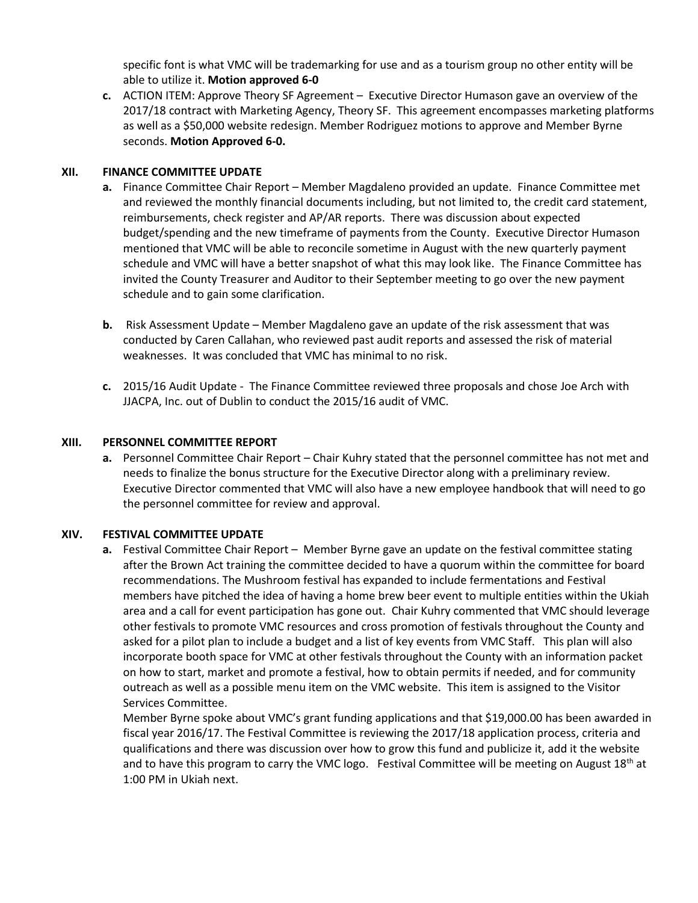specific font is what VMC will be trademarking for use and as a tourism group no other entity will be able to utilize it. **Motion approved 6-0**

c. ACTION ITEM: Approve Theory SF Agreement – Executive Director Humason gave an overview of the 2017/18 contract with Marketing Agency, Theory SF. This agreement encompasses marketing platforms as well as a $50,000 website redesign. Member Rodriguez motions to approve and Member Byrne seconds. **Motion Approved 6-0.**

## XII. FINANCE COMMITTEE UPDATE

a. Finance Committee Chair Report – Member Magdaleno provided an update. Finance Committee met and reviewed the monthly financial documents including, but not limited to, the credit card statement, reimbursements, check register and AP/AR reports. There was discussion about expected budget/spending and the new timeframe of payments from the County. Executive Director Humason mentioned that VMC will be able to reconcile sometime in August with the new quarterly payment schedule and VMC will have a better snapshot of what this may look like. The Finance Committee has invited the County Treasurer and Auditor to their September meeting to go over the new payment schedule and to gain some clarification.

b. Risk Assessment Update – Member Magdaleno gave an update of the risk assessment that was conducted by Caren Callahan, who reviewed past audit reports and assessed the risk of material weaknesses. It was concluded that VMC has minimal to no risk.

c. 2015/16 Audit Update - The Finance Committee reviewed three proposals and chose Joe Arch with JJACPA, Inc. out of Dublin to conduct the 2015/16 audit of VMC.

## XIII. PERSONNEL COMMITTEE REPORT

a. Personnel Committee Chair Report – Chair Kuhry stated that the personnel committee has not met and needs to finalize the bonus structure for the Executive Director along with a preliminary review. Executive Director commented that VMC will also have a new employee handbook that will need to go the personnel committee for review and approval.

## XIV. FESTIVAL COMMITTEE UPDATE

a. Festival Committee Chair Report – Member Byrne gave an update on the festival committee stating after the Brown Act training the committee decided to have a quorum within the committee for board recommendations. The Mushroom festival has expanded to include fermentations and Festival members have pitched the idea of having a home brew beer event to multiple entities within the Ukiah area and a call for event participation has gone out. Chair Kuhry commented that VMC should leverage other festivals to promote VMC resources and cross promotion of festivals throughout the County and asked for a pilot plan to include a budget and a list of key events from VMC Staff. This plan will also incorporate booth space for VMC at other festivals throughout the County with an information packet on how to start, market and promote a festival, how to obtain permits if needed, and for community outreach as well as a possible menu item on the VMC website. This item is assigned to the Visitor Services Committee.

Member Byrne spoke about VMC's grant funding applications and that $19,000.00 has been awarded in fiscal year 2016/17. The Festival Committee is reviewing the 2017/18 application process, criteria and qualifications and there was discussion over how to grow this fund and publicize it, add it the website and to have this program to carry the VMC logo. Festival Committee will be meeting on August 18th at 1:00 PM in Ukiah next.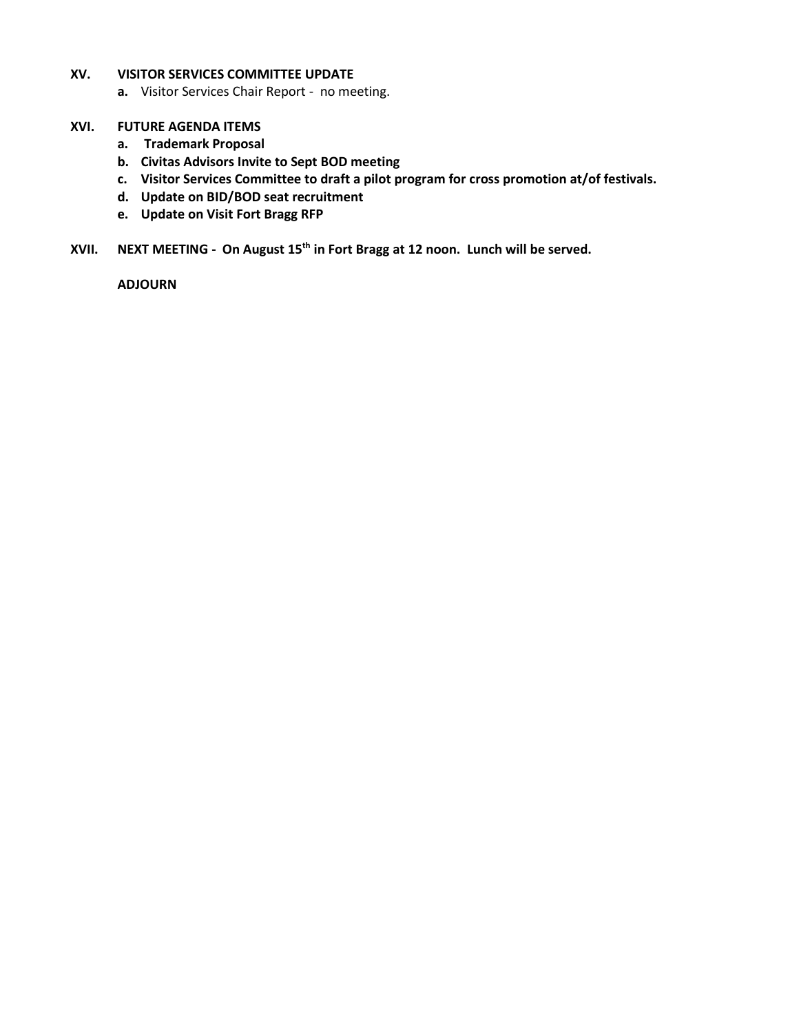**XV. VISITOR SERVICES COMMITTEE UPDATE**

- **a.** Visitor Services Chair Report - no meeting.

**XVI. FUTURE AGENDA ITEMS**

- **a. Trademark Proposal**
- **b. Civitas Advisors Invite to Sept BOD meeting**
- **c. Visitor Services Committee to draft a pilot program for cross promotion at/of festivals.**
- **d. Update on BID/BOD seat recruitment**
- **e. Update on Visit Fort Bragg RFP**

**XVII. NEXT MEETING - On August 15th in Fort Bragg at 12 noon. Lunch will be served.**

**ADJOURN**